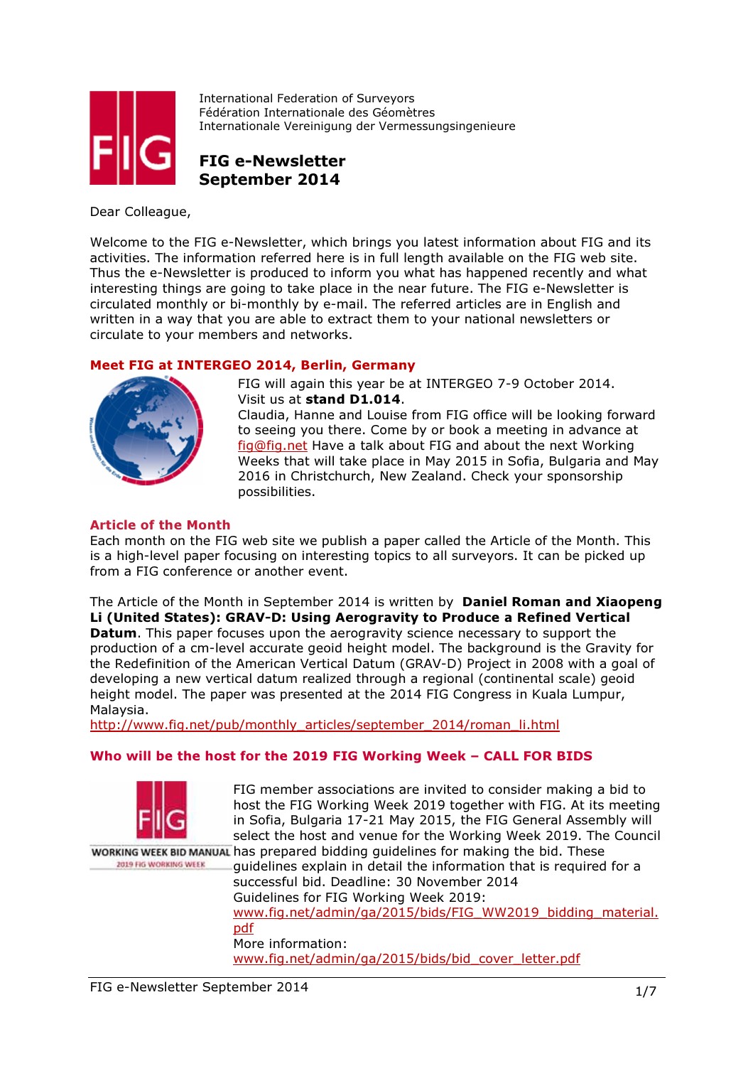International Federation of Surveyors
Fédération Internationale des Géomètres
Internationale Vereinigung der Vermessungsingenieure

# FIG e-Newsletter September 2014

Dear Colleague,

Welcome to the FIG e-Newsletter, which brings you latest information about FIG and its activities. The information referred here is in full length available on the FIG web site. Thus the e-Newsletter is produced to inform you what has happened recently and what interesting things are going to take place in the near future. The FIG e-Newsletter is circulated monthly or bi-monthly by e-mail. The referred articles are in English and written in a way that you are able to extract them to your national newsletters or circulate to your members and networks.

## Meet FIG at INTERGEO 2014, Berlin, Germany

FIG will again this year be at INTERGEO 7-9 October 2014.
Visit us at **stand D1.014**.
Claudia, Hanne and Louise from FIG office will be looking forward to seeing you there. Come by or book a meeting in advance at fig@fig.net Have a talk about FIG and about the next Working Weeks that will take place in May 2015 in Sofia, Bulgaria and May 2016 in Christchurch, New Zealand. Check your sponsorship possibilities.

## Article of the Month

Each month on the FIG web site we publish a paper called the Article of the Month. This is a high-level paper focusing on interesting topics to all surveyors. It can be picked up from a FIG conference or another event.

The Article of the Month in September 2014 is written by **Daniel Roman and Xiaopeng Li (United States): GRAV-D: Using Aerogravity to Produce a Refined Vertical Datum**. This paper focuses upon the aerogravity science necessary to support the production of a cm-level accurate geoid height model. The background is the Gravity for the Redefinition of the American Vertical Datum (GRAV-D) Project in 2008 with a goal of developing a new vertical datum realized through a regional (continental scale) geoid height model. The paper was presented at the 2014 FIG Congress in Kuala Lumpur, Malaysia.
http://www.fig.net/pub/monthly_articles/september_2014/roman_li.html

## Who will be the host for the 2019 FIG Working Week – CALL FOR BIDS

WORKING WEEK BID MANUAL
2019 FIG WORKING WEEK

FIG member associations are invited to consider making a bid to host the FIG Working Week 2019 together with FIG. At its meeting in Sofia, Bulgaria 17-21 May 2015, the FIG General Assembly will select the host and venue for the Working Week 2019. The Council has prepared bidding guidelines for making the bid. These guidelines explain in detail the information that is required for a successful bid. Deadline: 30 November 2014
Guidelines for FIG Working Week 2019:
www.fig.net/admin/ga/2015/bids/FIG_WW2019_bidding_material.pdf
More information:
www.fig.net/admin/ga/2015/bids/bid_cover_letter.pdf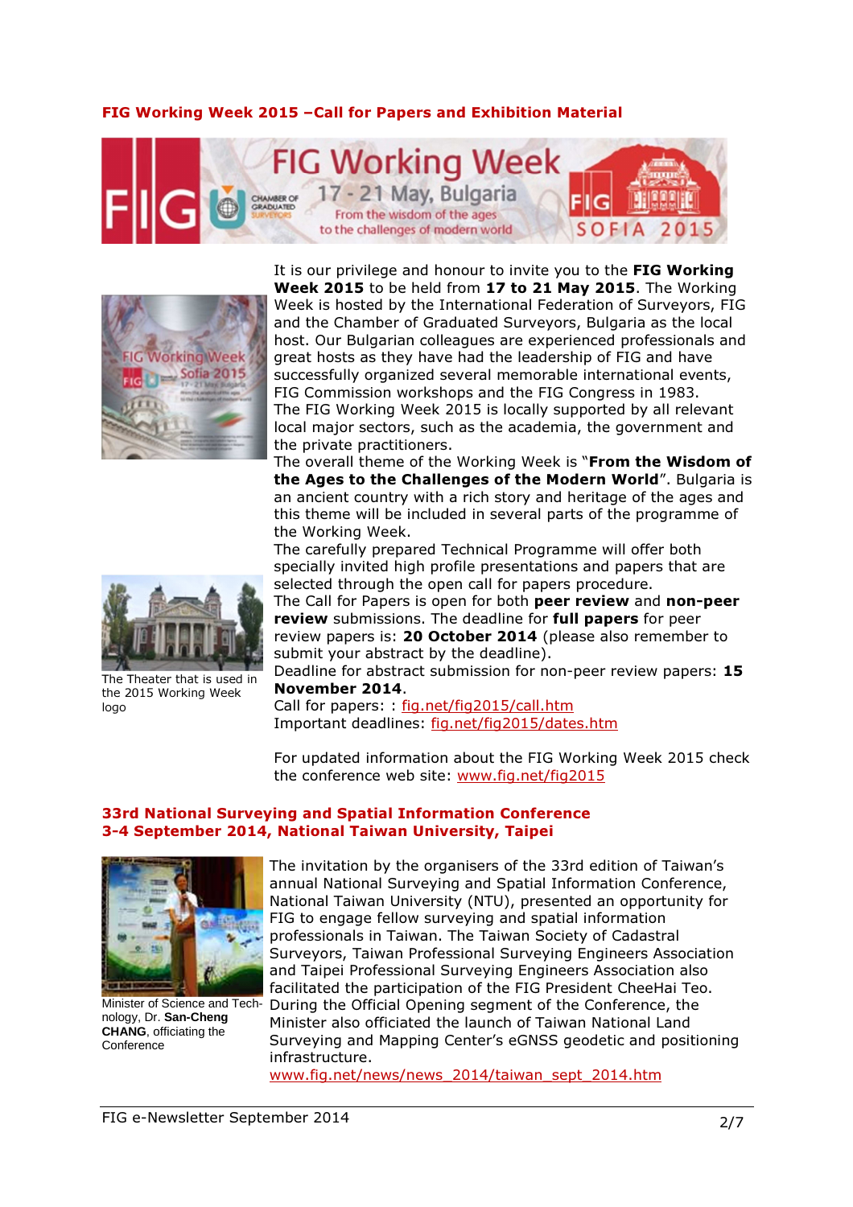## FIG Working Week 2015 –Call for Papers and Exhibition Material

It is our privilege and honour to invite you to the **FIG Working Week 2015** to be held from **17 to 21 May 2015**. The Working Week is hosted by the International Federation of Surveyors, FIG and the Chamber of Graduated Surveyors, Bulgaria as the local host. Our Bulgarian colleagues are experienced professionals and great hosts as they have had the leadership of FIG and have successfully organized several memorable international events, FIG Commission workshops and the FIG Congress in 1983.

The FIG Working Week 2015 is locally supported by all relevant local major sectors, such as the academia, the government and the private practitioners.

The overall theme of the Working Week is "**From the Wisdom of the Ages to the Challenges of the Modern World**". Bulgaria is an ancient country with a rich story and heritage of the ages and this theme will be included in several parts of the programme of the Working Week.

The carefully prepared Technical Programme will offer both specially invited high profile presentations and papers that are selected through the open call for papers procedure.

The Call for Papers is open for both **peer review** and **non-peer review** submissions. The deadline for **full papers** for peer review papers is: **20 October 2014** (please also remember to submit your abstract by the deadline).

Deadline for abstract submission for non-peer review papers: **15 November 2014**.

Call for papers: : fig.net/fig2015/call.htm

Important deadlines: fig.net/fig2015/dates.htm

The Theater that is used in the 2015 Working Week logo

For updated information about the FIG Working Week 2015 check the conference web site: www.fig.net/fig2015

## 33rd National Surveying and Spatial Information Conference 3-4 September 2014, National Taiwan University, Taipei

The invitation by the organisers of the 33rd edition of Taiwan's annual National Surveying and Spatial Information Conference, National Taiwan University (NTU), presented an opportunity for FIG to engage fellow surveying and spatial information professionals in Taiwan. The Taiwan Society of Cadastral Surveyors, Taiwan Professional Surveying Engineers Association and Taipei Professional Surveying Engineers Association also facilitated the participation of the FIG President CheeHai Teo. During the Official Opening segment of the Conference, the Minister also officiated the launch of Taiwan National Land Surveying and Mapping Center's eGNSS geodetic and positioning infrastructure.

www.fig.net/news/news_2014/taiwan_sept_2014.htm

Minister of Science and Technology, Dr. **San-Cheng CHANG**, officiating the Conference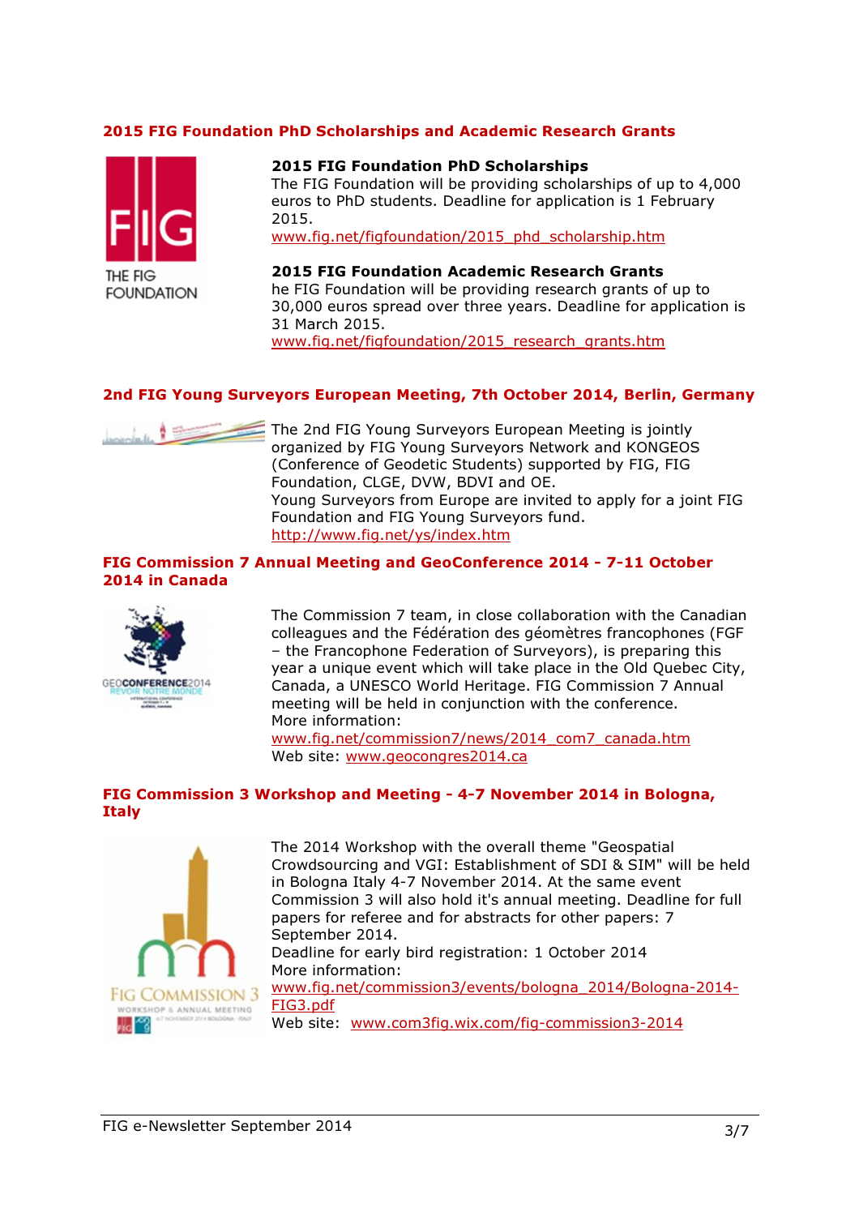## 2015 FIG Foundation PhD Scholarships and Academic Research Grants

**2015 FIG Foundation PhD Scholarships**
The FIG Foundation will be providing scholarships of up to 4,000 euros to PhD students. Deadline for application is 1 February 2015.
www.fig.net/figfoundation/2015_phd_scholarship.htm

**2015 FIG Foundation Academic Research Grants**
he FIG Foundation will be providing research grants of up to 30,000 euros spread over three years. Deadline for application is 31 March 2015.
www.fig.net/figfoundation/2015_research_grants.htm

## 2nd FIG Young Surveyors European Meeting, 7th October 2014, Berlin, Germany

The 2nd FIG Young Surveyors European Meeting is jointly organized by FIG Young Surveyors Network and KONGEOS (Conference of Geodetic Students) supported by FIG, FIG Foundation, CLGE, DVW, BDVI and OE.
Young Surveyors from Europe are invited to apply for a joint FIG Foundation and FIG Young Surveyors fund.
http://www.fig.net/ys/index.htm

## FIG Commission 7 Annual Meeting and GeoConference 2014 - 7-11 October 2014 in Canada

The Commission 7 team, in close collaboration with the Canadian colleagues and the Fédération des géomètres francophones (FGF – the Francophone Federation of Surveyors), is preparing this year a unique event which will take place in the Old Quebec City, Canada, a UNESCO World Heritage. FIG Commission 7 Annual meeting will be held in conjunction with the conference.
More information:
www.fig.net/commission7/news/2014_com7_canada.htm
Web site: www.geocongres2014.ca

## FIG Commission 3 Workshop and Meeting - 4-7 November 2014 in Bologna, Italy

The 2014 Workshop with the overall theme "Geospatial Crowdsourcing and VGI: Establishment of SDI & SIM" will be held in Bologna Italy 4-7 November 2014. At the same event Commission 3 will also hold it's annual meeting. Deadline for full papers for referee and for abstracts for other papers: 7 September 2014.
Deadline for early bird registration: 1 October 2014
More information:
www.fig.net/commission3/events/bologna_2014/Bologna-2014-FIG3.pdf
Web site: www.com3fig.wix.com/fig-commission3-2014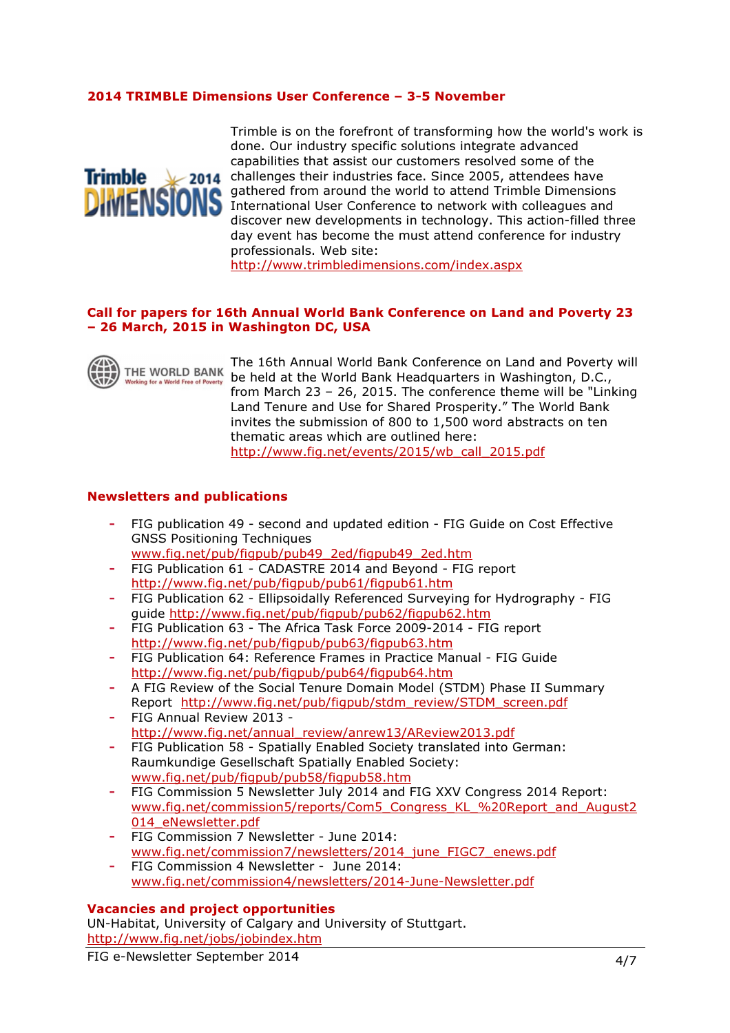### 2014 TRIMBLE Dimensions User Conference – 3-5 November

Trimble is on the forefront of transforming how the world's work is done. Our industry specific solutions integrate advanced capabilities that assist our customers resolved some of the challenges their industries face. Since 2005, attendees have gathered from around the world to attend Trimble Dimensions International User Conference to network with colleagues and discover new developments in technology. This action-filled three day event has become the must attend conference for industry professionals. Web site: http://www.trimbledimensions.com/index.aspx

### Call for papers for 16th Annual World Bank Conference on Land and Poverty 23 – 26 March, 2015 in Washington DC, USA

The 16th Annual World Bank Conference on Land and Poverty will be held at the World Bank Headquarters in Washington, D.C., from March 23 – 26, 2015. The conference theme will be "Linking Land Tenure and Use for Shared Prosperity." The World Bank invites the submission of 800 to 1,500 word abstracts on ten thematic areas which are outlined here: http://www.fig.net/events/2015/wb_call_2015.pdf

### Newsletters and publications

- FIG publication 49 - second and updated edition - FIG Guide on Cost Effective GNSS Positioning Techniques www.fig.net/pub/figpub/pub49_2ed/figpub49_2ed.htm
- FIG Publication 61 - CADASTRE 2014 and Beyond - FIG report http://www.fig.net/pub/figpub/pub61/figpub61.htm
- FIG Publication 62 - Ellipsoidally Referenced Surveying for Hydrography - FIG guide http://www.fig.net/pub/figpub/pub62/figpub62.htm
- FIG Publication 63 - The Africa Task Force 2009-2014 - FIG report http://www.fig.net/pub/figpub/pub63/figpub63.htm
- FIG Publication 64: Reference Frames in Practice Manual - FIG Guide http://www.fig.net/pub/figpub/pub64/figpub64.htm
- A FIG Review of the Social Tenure Domain Model (STDM) Phase II Summary Report http://www.fig.net/pub/figpub/stdm_review/STDM_screen.pdf
- FIG Annual Review 2013 - http://www.fig.net/annual_review/anrew13/AReview2013.pdf
- FIG Publication 58 - Spatially Enabled Society translated into German: Raumkundige Gesellschaft Spatially Enabled Society: www.fig.net/pub/figpub/pub58/figpub58.htm
- FIG Commission 5 Newsletter July 2014 and FIG XXV Congress 2014 Report: www.fig.net/commission5/reports/Com5_Congress_KL_%20Report_and_August2014_eNewsletter.pdf
- FIG Commission 7 Newsletter - June 2014: www.fig.net/commission7/newsletters/2014_june_FIGC7_enews.pdf
- FIG Commission 4 Newsletter - June 2014: www.fig.net/commission4/newsletters/2014-June-Newsletter.pdf

### Vacancies and project opportunities

UN-Habitat, University of Calgary and University of Stuttgart. http://www.fig.net/jobs/jobindex.htm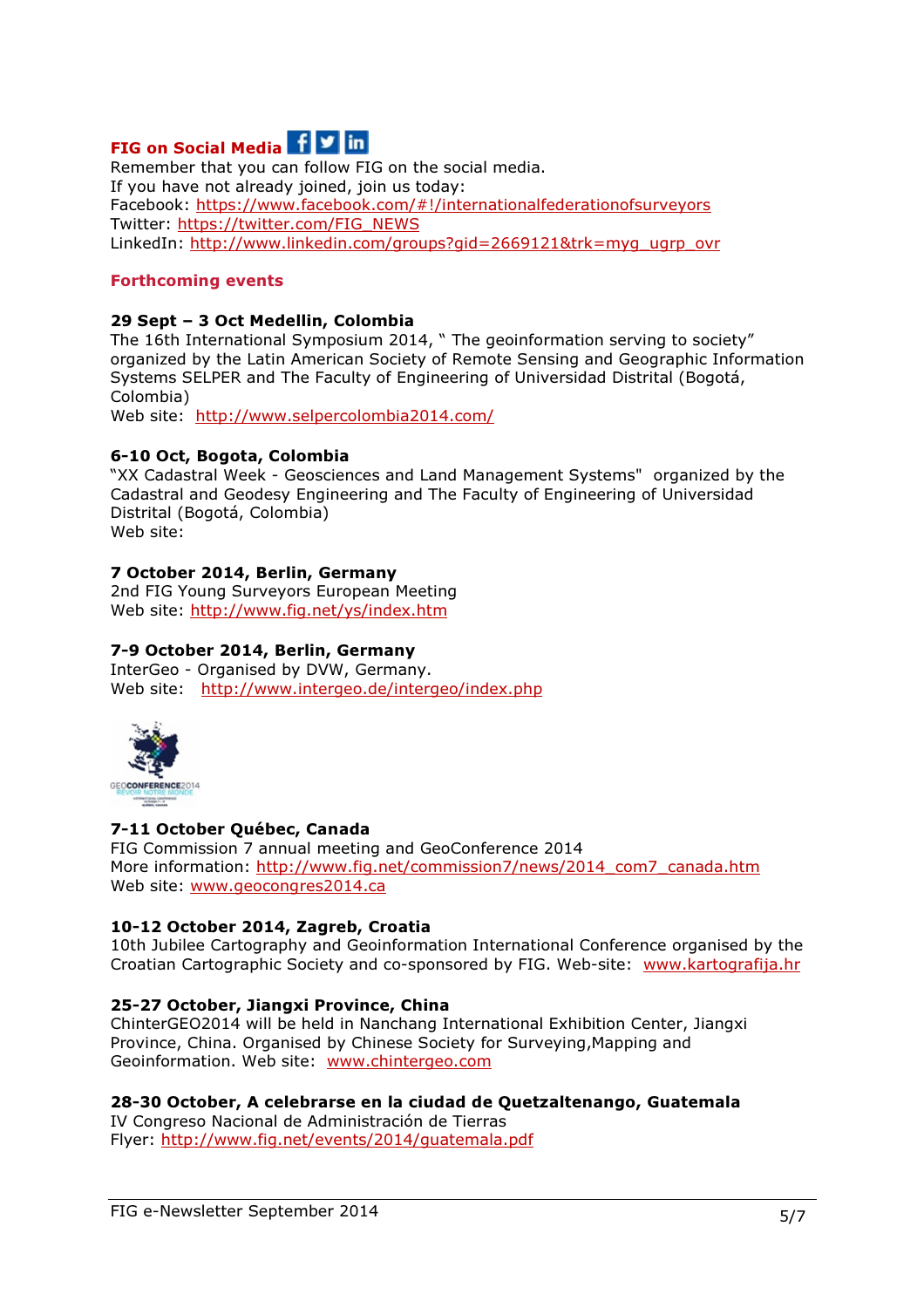## FIG on Social Media

Remember that you can follow FIG on the social media.
If you have not already joined, join us today:
Facebook: https://www.facebook.com/#!/internationalfederationofsurveyors
Twitter: https://twitter.com/FIG_NEWS
LinkedIn: http://www.linkedin.com/groups?gid=2669121&trk=myg_ugrp_ovr

## Forthcoming events

**29 Sept – 3 Oct Medellin, Colombia**
The 16th International Symposium 2014, " The geoinformation serving to society" organized by the Latin American Society of Remote Sensing and Geographic Information Systems SELPER and The Faculty of Engineering of Universidad Distrital (Bogotá, Colombia)
Web site: http://www.selpercolombia2014.com/

**6-10 Oct, Bogota, Colombia**
"XX Cadastral Week - Geosciences and Land Management Systems" organized by the Cadastral and Geodesy Engineering and The Faculty of Engineering of Universidad Distrital (Bogotá, Colombia)
Web site:

**7 October 2014, Berlin, Germany**
2nd FIG Young Surveyors European Meeting
Web site: http://www.fig.net/ys/index.htm

**7-9 October 2014, Berlin, Germany**
InterGeo - Organised by DVW, Germany.
Web site: http://www.intergeo.de/intergeo/index.php

**7-11 October Québec, Canada**
FIG Commission 7 annual meeting and GeoConference 2014
More information: http://www.fig.net/commission7/news/2014_com7_canada.htm
Web site: www.geocongres2014.ca

**10-12 October 2014, Zagreb, Croatia**
10th Jubilee Cartography and Geoinformation International Conference organised by the Croatian Cartographic Society and co-sponsored by FIG. Web-site: www.kartografija.hr

**25-27 October, Jiangxi Province, China**
ChinterGEO2014 will be held in Nanchang International Exhibition Center, Jiangxi Province, China. Organised by Chinese Society for Surveying,Mapping and Geoinformation. Web site: www.chintergeo.com

**28-30 October, A celebrarse en la ciudad de Quetzaltenango, Guatemala**
IV Congreso Nacional de Administración de Tierras
Flyer: http://www.fig.net/events/2014/guatemala.pdf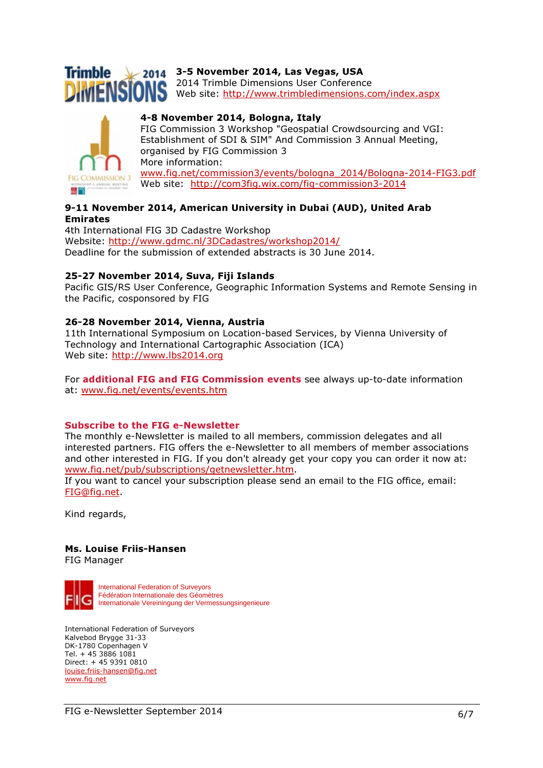**3-5 November 2014, Las Vegas, USA**
2014 Trimble Dimensions User Conference
Web site: http://www.trimbledimensions.com/index.aspx

**4-8 November 2014, Bologna, Italy**
FIG Commission 3 Workshop "Geospatial Crowdsourcing and VGI: Establishment of SDI & SIM" And Commission 3 Annual Meeting, organised by FIG Commission 3
More information:
www.fig.net/commission3/events/bologna_2014/Bologna-2014-FIG3.pdf
Web site: http://com3fig.wix.com/fig-commission3-2014

**9-11 November 2014, American University in Dubai (AUD), United Arab Emirates**
4th International FIG 3D Cadastre Workshop
Website: http://www.gdmc.nl/3DCadastres/workshop2014/
Deadline for the submission of extended abstracts is 30 June 2014.

**25-27 November 2014, Suva, Fiji Islands**
Pacific GIS/RS User Conference, Geographic Information Systems and Remote Sensing in the Pacific, cosponsored by FIG

**26-28 November 2014, Vienna, Austria**
11th International Symposium on Location-based Services, by Vienna University of Technology and International Cartographic Association (ICA)
Web site: http://www.lbs2014.org

For **additional FIG and FIG Commission events** see always up-to-date information at: www.fig.net/events/events.htm

**Subscribe to the FIG e-Newsletter**
The monthly e-Newsletter is mailed to all members, commission delegates and all interested partners. FIG offers the e-Newsletter to all members of member associations and other interested in FIG. If you don't already get your copy you can order it now at: www.fig.net/pub/subscriptions/getnewsletter.htm.
If you want to cancel your subscription please send an email to the FIG office, email: FIG@fig.net.

Kind regards,

**Ms. Louise Friis-Hansen**
FIG Manager

International Federation of Surveyors
Fédération Internationale des Géomètres
Internationale Vereiningung der Vermessungsingenieure

International Federation of Surveyors
Kalvebod Brygge 31-33
DK-1780 Copenhagen V
Tel. + 45 3886 1081
Direct: + 45 9391 0810
louise.friis-hansen@fig.net
www.fig.net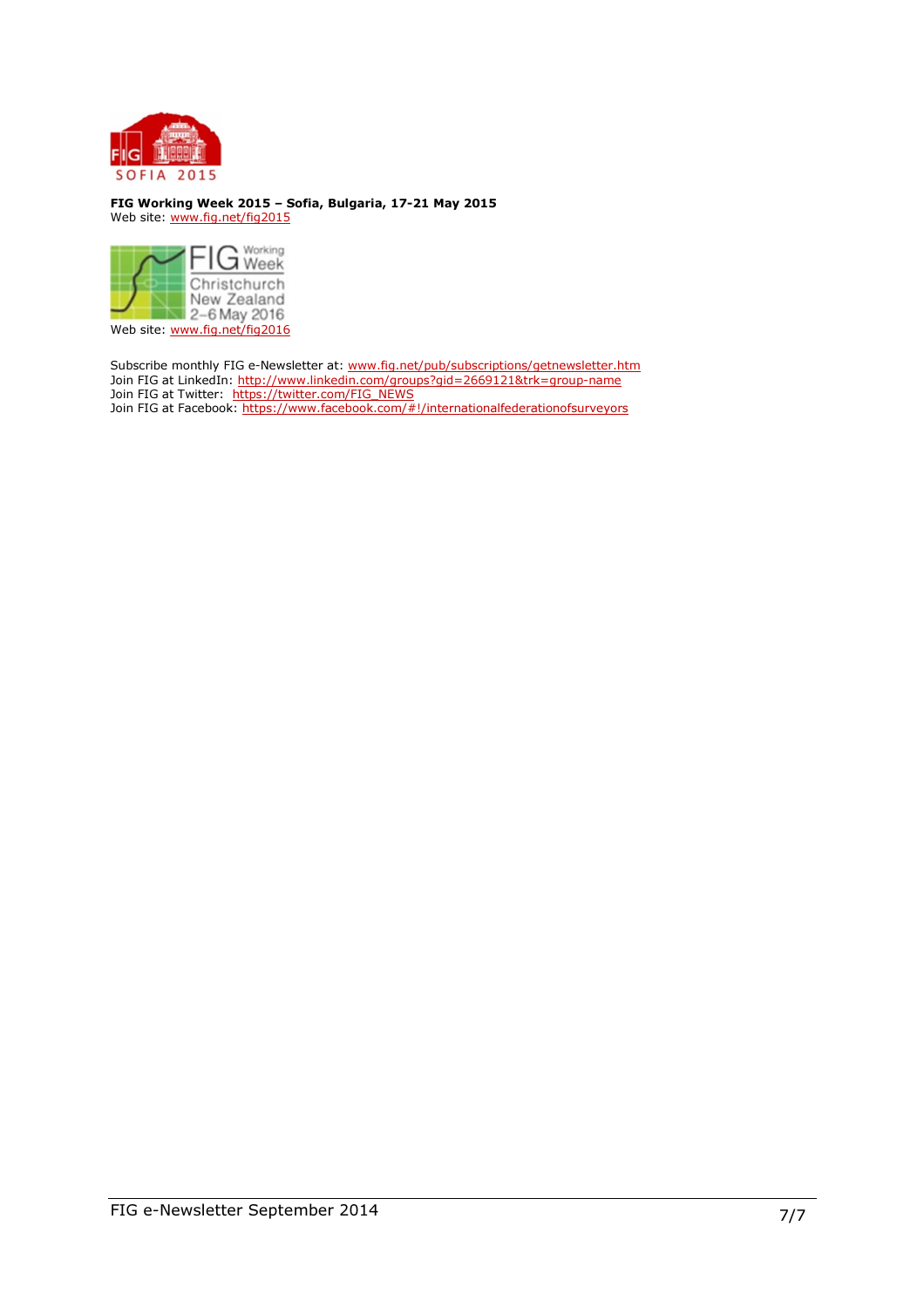**FIG Working Week 2015 – Sofia, Bulgaria, 17-21 May 2015**
Web site: www.fig.net/fig2015

Web site: www.fig.net/fig2016

Subscribe monthly FIG e-Newsletter at: www.fig.net/pub/subscriptions/getnewsletter.htm
Join FIG at LinkedIn: http://www.linkedin.com/groups?gid=2669121&trk=group-name
Join FIG at Twitter: https://twitter.com/FIG_NEWS
Join FIG at Facebook: https://www.facebook.com/#!/internationalfederationofsurveyors